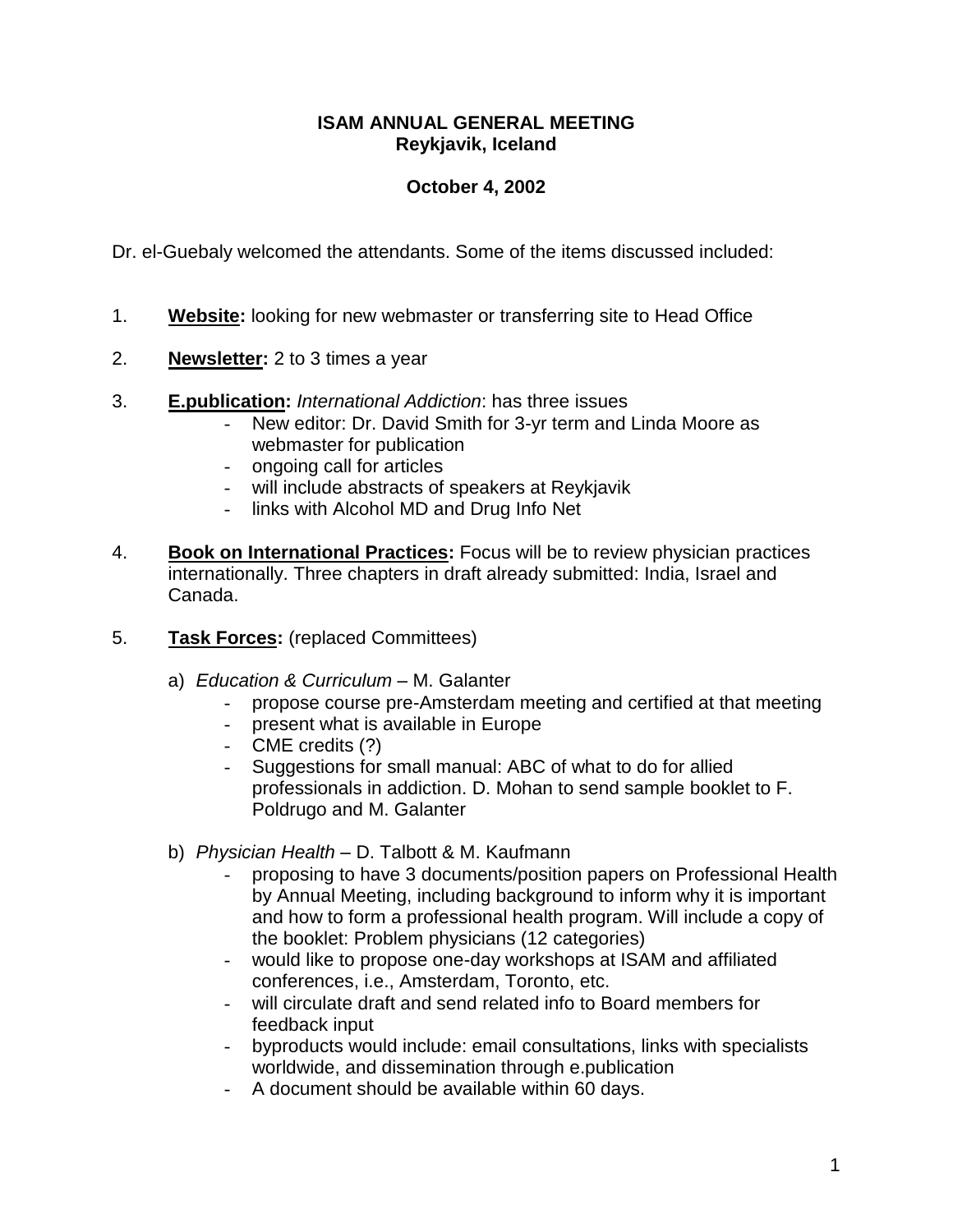**ISAM ANNUAL GENERAL MEETING**
**Reykjavik, Iceland**

**October 4, 2002**

Dr. el-Guebaly welcomed the attendants. Some of the items discussed included:

1. **Website:** looking for new webmaster or transferring site to Head Office

2. **Newsletter:** 2 to 3 times a year

3. **E.publication:** *International Addiction*: has three issues
   - New editor: Dr. David Smith for 3-yr term and Linda Moore as webmaster for publication
   - ongoing call for articles
   - will include abstracts of speakers at Reykjavik
   - links with Alcohol MD and Drug Info Net

4. **Book on International Practices:** Focus will be to review physician practices internationally. Three chapters in draft already submitted: India, Israel and Canada.

5. **Task Forces:** (replaced Committees)

   a) *Education & Curriculum* – M. Galanter
      - propose course pre-Amsterdam meeting and certified at that meeting
      - present what is available in Europe
      - CME credits (?)
      - Suggestions for small manual: ABC of what to do for allied professionals in addiction. D. Mohan to send sample booklet to F. Poldrugo and M. Galanter

   b) *Physician Health* – D. Talbott & M. Kaufmann
      - proposing to have 3 documents/position papers on Professional Health by Annual Meeting, including background to inform why it is important and how to form a professional health program. Will include a copy of the booklet: Problem physicians (12 categories)
      - would like to propose one-day workshops at ISAM and affiliated conferences, i.e., Amsterdam, Toronto, etc.
      - will circulate draft and send related info to Board members for feedback input
      - byproducts would include: email consultations, links with specialists worldwide, and dissemination through e.publication
      - A document should be available within 60 days.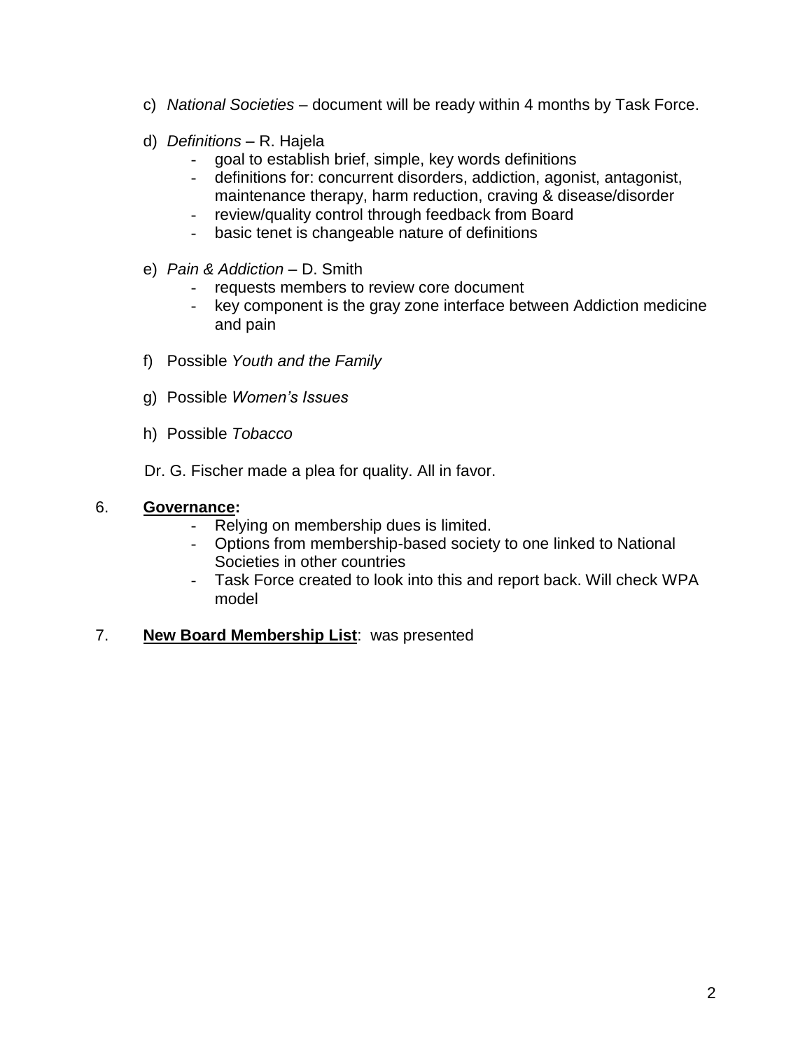c) *National Societies* – document will be ready within 4 months by Task Force.

d) *Definitions* – R. Hajela
   - goal to establish brief, simple, key words definitions
   - definitions for: concurrent disorders, addiction, agonist, antagonist, maintenance therapy, harm reduction, craving & disease/disorder
   - review/quality control through feedback from Board
   - basic tenet is changeable nature of definitions

e) *Pain & Addiction* – D. Smith
   - requests members to review core document
   - key component is the gray zone interface between Addiction medicine and pain

f) Possible *Youth and the Family*

g) Possible *Women's Issues*

h) Possible *Tobacco*

Dr. G. Fischer made a plea for quality. All in favor.

6. **Governance:**
   - Relying on membership dues is limited.
   - Options from membership-based society to one linked to National Societies in other countries
   - Task Force created to look into this and report back. Will check WPA model

7. **New Board Membership List**: was presented